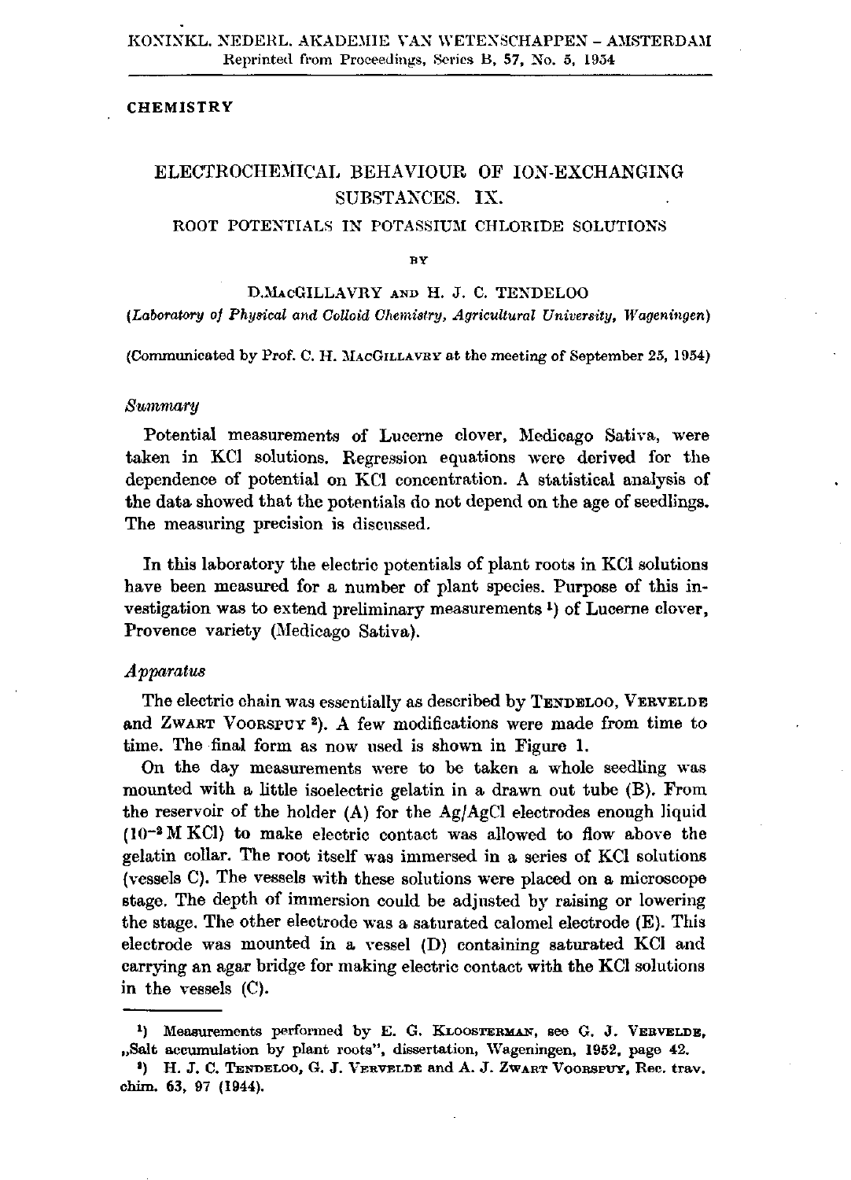KONINKL. NEDERL. AKADEMIE VAN WETENSCHAPPEN – AMSTERDAM
Reprinted from Proceedings, Series B, 57, No. 5, 1954

**CHEMISTRY**

# ELECTROCHEMICAL BEHAVIOUR OF ION-EXCHANGING SUBSTANCES. IX.

## ROOT POTENTIALS IN POTASSIUM CHLORIDE SOLUTIONS

BY

D. MacGILLAVRY AND H. J. C. TENDELOO

*(Laboratory of Physical and Colloid Chemistry, Agricultural University, Wageningen)*

(Communicated by Prof. C. H. MacGillavry at the meeting of September 25, 1954)

### *Summary*

Potential measurements of Lucerne clover, Medicago Sativa, were taken in KCl solutions. Regression equations were derived for the dependence of potential on KCl concentration. A statistical analysis of the data showed that the potentials do not depend on the age of seedlings. The measuring precision is discussed.

In this laboratory the electric potentials of plant roots in KCl solutions have been measured for a number of plant species. Purpose of this investigation was to extend preliminary measurements [1]) of Lucerne clover, Provence variety (Medicago Sativa).

### *Apparatus*

The electric chain was essentially as described by Tendeloo, Vervelde and Zwart Voorspuy [2]). A few modifications were made from time to time. The final form as now used is shown in Figure 1.

On the day measurements were to be taken a whole seedling was mounted with a little isoelectric gelatin in a drawn out tube (B). From the reservoir of the holder (A) for the Ag/AgCl electrodes enough liquid ($10^{-2}$ M KCl) to make electric contact was allowed to flow above the gelatin collar. The root itself was immersed in a series of KCl solutions (vessels C). The vessels with these solutions were placed on a microscope stage. The depth of immersion could be adjusted by raising or lowering the stage. The other electrode was a saturated calomel electrode (E). This electrode was mounted in a vessel (D) containing saturated KCl and carrying an agar bridge for making electric contact with the KCl solutions in the vessels (C).

---

[1]) Measurements performed by E. G. Kloosterman, see G. J. Vervelde, „Salt accumulation by plant roots", dissertation, Wageningen, 1952, page 42.

[2]) H. J. C. Tendeloo, G. J. Vervelde and A. J. Zwart Voorspuy, Rec. trav. chim. 63, 97 (1944).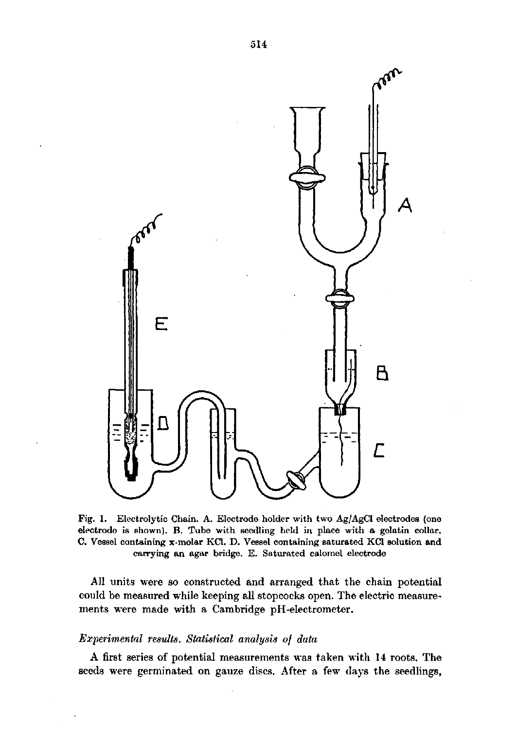Fig. 1. Electrolytic Chain. A. Electrode holder with two Ag/AgCl electrodes (one electrode is shown). B. Tube with seedling held in place with a gelatin collar. C. Vessel containing x-molar KCl. D. Vessel containing saturated KCl solution and carrying an agar bridge. E. Saturated calomel electrode

All units were so constructed and arranged that the chain potential could be measured while keeping all stopcocks open. The electric measurements were made with a Cambridge pH-electrometer.

### *Experimental results. Statistical analysis of data*

A first series of potential measurements was taken with 14 roots. The seeds were germinated on gauze discs. After a few days the seedlings,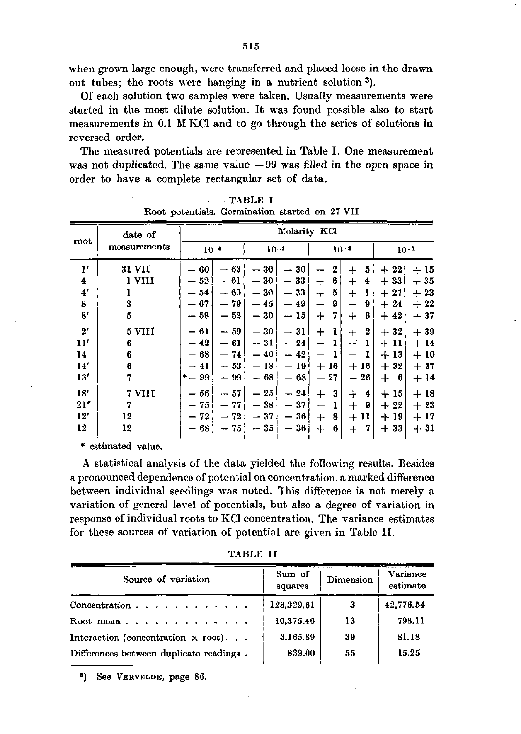when grown large enough, were transferred and placed loose in the drawn out tubes; the roots were hanging in a nutrient solution [3]).

Of each solution two samples were taken. Usually measurements were started in the most dilute solution. It was found possible also to start measurements in 0.1 M KCl and to go through the series of solutions in reversed order.

The measured potentials are represented in Table I. One measurement was not duplicated. The same value −99 was filled in the open space in order to have a complete rectangular set of data.

TABLE I
Root potentials. Germination started on 27 VII

| root | date of measurements | Molarity KCl | | | | | | | |
|---|---|---|---|---|---|---|---|---|---|
| | | $10^{-4}$ | | $10^{-3}$ | | $10^{-2}$ | | $10^{-1}$ | |
| 1′ | 31 VII | − 60 | − 63 | − 30 | − 30 | − 2 | + 5 | + 22 | + 15 |
| 4 | 1 VIII | − 52 | − 61 | − 30 | − 33 | + 6 | + 4 | + 33 | + 35 |
| 4′ | 1 | − 54 | − 60 | − 30 | − 33 | + 5 | + 1 | + 27 | + 23 |
| 8 | 3 | − 67 | − 79 | − 45 | − 49 | − 9 | − 9 | + 24 | + 22 |
| 8′ | 5 | − 58 | − 52 | − 30 | − 15 | + 7 | + 6 | + 42 | + 37 |
| 2′ | 5 VIII | − 61 | − 59 | − 30 | − 31 | + 1 | + 2 | + 32 | + 39 |
| 11′ | 6 | − 42 | − 61 | − 31 | − 24 | − 1 | − 1 | + 11 | + 14 |
| 14 | 6 | − 68 | − 74 | − 40 | − 42 | − 1 | − 1 | + 13 | + 10 |
| 14′ | 6 | − 41 | − 53 | − 18 | − 19 | + 16 | + 16 | + 32 | + 37 |
| 13′ | 7 | * − 99 | − 99 | − 68 | − 68 | − 27 | − 26 | + 6 | + 14 |
| 18′ | 7 VIII | − 56 | − 57 | − 25 | − 24 | + 3 | + 4 | + 15 | + 18 |
| 21″ | 7 | − 75 | − 77 | − 38 | − 37 | − 1 | + 9 | + 22 | + 23 |
| 12′ | 12 | − 72 | − 72 | − 37 | − 36 | + 8 | + 11 | + 19 | + 17 |
| 12 | 12 | − 68 | − 75 | − 35 | − 36 | + 6 | + 7 | + 33 | + 31 |

\* estimated value.

A statistical analysis of the data yielded the following results. Besides a pronounced dependence of potential on concentration, a marked difference between individual seedlings was noted. This difference is not merely a variation of general level of potentials, but also a degree of variation in response of individual roots to KCl concentration. The variance estimates for these sources of variation of potential are given in Table II.

TABLE II

| Source of variation | Sum of squares | Dimension | Variance estimate |
|---|---|---|---|
| Concentration | 128,329.61 | 3 | 42,776.54 |
| Root mean | 10,375.46 | 13 | 798.11 |
| Interaction (concentration × root) | 3,165.89 | 39 | 81.18 |
| Differences between duplicate readings | 839.00 | 55 | 15.25 |

[3]) See VERVELDE, page 86.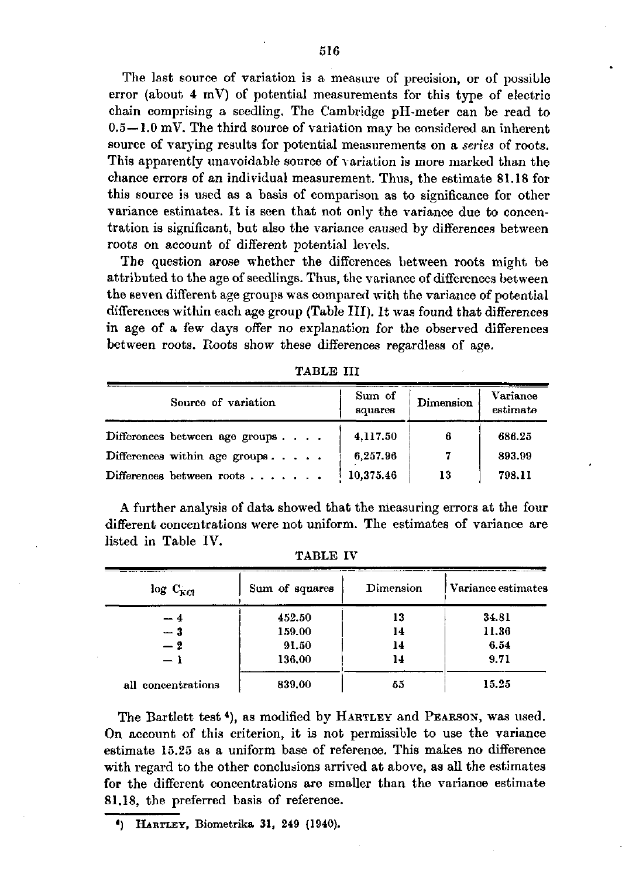The last source of variation is a measure of precision, or of possible error (about 4 mV) of potential measurements for this type of electric chain comprising a seedling. The Cambridge pH-meter can be read to 0.5—1.0 mV. The third source of variation may be considered an inherent source of varying results for potential measurements on a *series* of roots. This apparently unavoidable source of variation is more marked than the chance errors of an individual measurement. Thus, the estimate 81.18 for this source is used as a basis of comparison as to significance for other variance estimates. It is seen that not only the variance due to concentration is significant, but also the variance caused by differences between roots on account of different potential levels.

The question arose whether the differences between roots might be attributed to the age of seedlings. Thus, the variance of differences between the seven different age groups was compared with the variance of potential differences within each age group (Table III). It was found that differences in age of a few days offer no explanation for the observed differences between roots. Roots show these differences regardless of age.

TABLE III

| Source of variation | Sum of squares | Dimension | Variance estimate |
|---|---|---|---|
| Differences between age groups . . . . | 4,117.50 | 6 | 686.25 |
| Differences within age groups . . . . . | 6,257.96 | 7 | 893.99 |
| Differences between roots . . . . . . . | 10,375.46 | 13 | 798.11 |

A further analysis of data showed that the measuring errors at the four different concentrations were not uniform. The estimates of variance are listed in Table IV.

TABLE IV

| $\log C_{KCl}$ | Sum of squares | Dimension | Variance estimates |
|---|---|---|---|
| $-4$ | 452.50 | 13 | 34.81 |
| $-3$ | 159.00 | 14 | 11.36 |
| $-2$ | 91.50 | 14 | 6.54 |
| $-1$ | 136.00 | 14 | 9.71 |
| all concentrations | 839.00 | 55 | 15.25 |

The Bartlett test [4], as modified by HARTLEY and PEARSON, was used. On account of this criterion, it is not permissible to use the variance estimate 15.25 as a uniform base of reference. This makes no difference with regard to the other conclusions arrived at above, as all the estimates for the different concentrations are smaller than the variance estimate 81.18, the preferred basis of reference.

[4]) HARTLEY, Biometrika **31**, 249 (1940).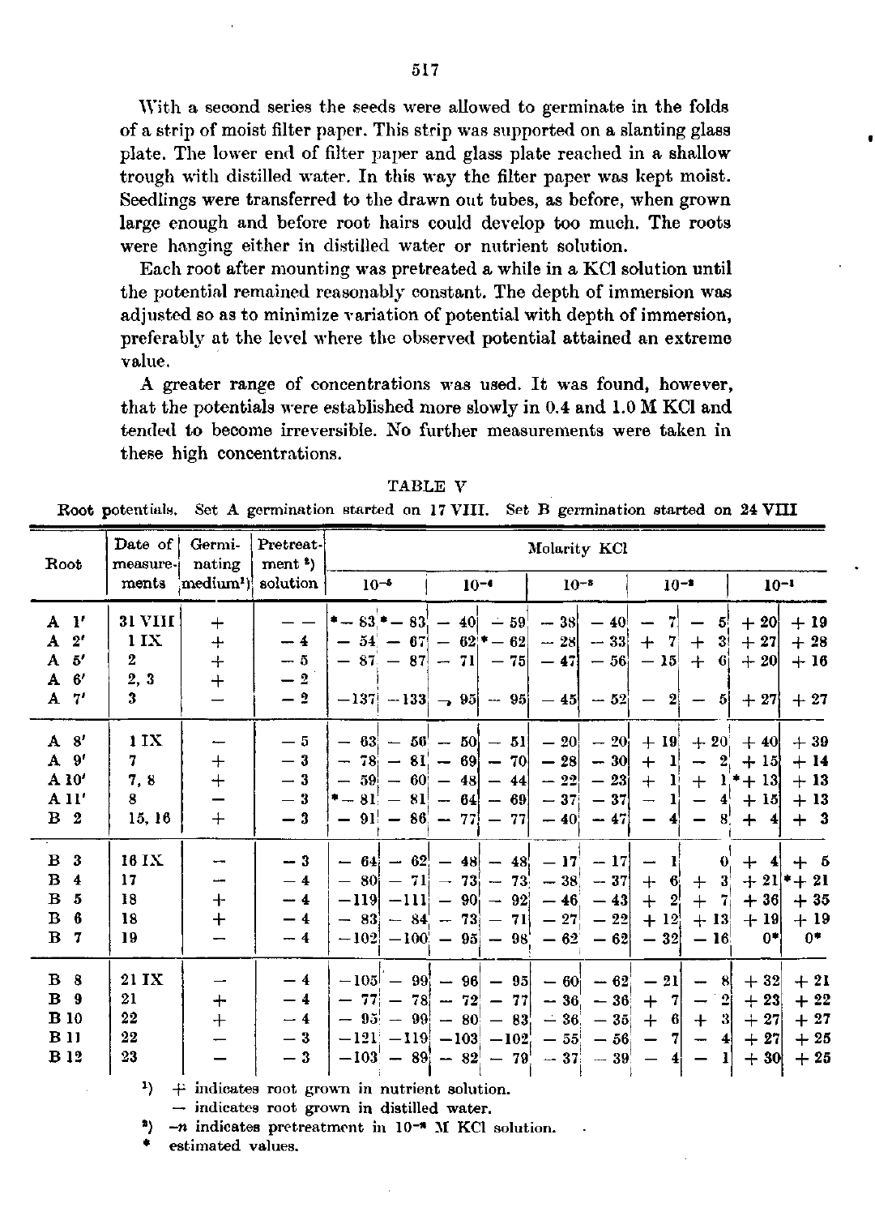With a second series the seeds were allowed to germinate in the folds of a strip of moist filter paper. This strip was supported on a slanting glass plate. The lower end of filter paper and glass plate reached in a shallow trough with distilled water. In this way the filter paper was kept moist. Seedlings were transferred to the drawn out tubes, as before, when grown large enough and before root hairs could develop too much. The roots were hanging either in distilled water or nutrient solution.

Each root after mounting was pretreated a while in a KCl solution until the potential remained reasonably constant. The depth of immersion was adjusted so as to minimize variation of potential with depth of immersion, preferably at the level where the observed potential attained an extreme value.

A greater range of concentrations was used. It was found, however, that the potentials were established more slowly in 0.4 and 1.0 M KCl and tended to become irreversible. No further measurements were taken in these high concentrations.

TABLE V

Root potentials. Set A germination started on 17 VIII. Set B germination started on 24 VIII

| Root | Date of measurements | Germinating medium[1]) | Pretreatment [2]) solution | Molarity KCl | | | | | | | | | |
|---|---|---|---|---|---|---|---|---|---|---|---|---|---|
| | | | | $10^{-5}$ | | $10^{-4}$ | | $10^{-3}$ | | $10^{-2}$ | | $10^{-1}$ | |
| A 1' | 31 VIII | + | — — | * − 83 | * − 83 | − 40 | − 59 | − 38 | − 40 | − 7 | − 5 | + 20 | + 19 |
| A 2' | 1 IX | + | − 4 | − 54 | − 67 | − 62 | * − 62 | − 28 | − 33 | + 7 | + 3 | + 27 | + 28 |
| A 5' | 2 | + | − 5 | − 87 | − 87 | − 71 | − 75 | − 47 | − 56 | − 15 | + 6 | + 20 | + 16 |
| A 6' | 2, 3 | + | − 2 | | | | | | | | | | |
| A 7' | 3 | − | − 2 | −137 | −133 | − 95 | − 95 | − 45 | − 52 | − 2 | − 5 | + 27 | + 27 |
| A 8' | 1 IX | − | − 5 | − 63 | − 56 | − 50 | − 51 | − 20 | − 20 | + 19 | + 20 | + 40 | + 39 |
| A 9' | 7 | + | − 3 | − 78 | − 81 | − 69 | − 70 | − 28 | − 30 | + 1 | − 2 | + 15 | + 14 |
| A 10' | 7, 8 | + | − 3 | − 59 | − 60 | − 48 | − 44 | − 22 | − 23 | + 1 | + 1 | * + 13 | + 13 |
| A 11' | 8 | − | − 3 | * − 81 | − 81 | − 64 | − 69 | − 37 | − 37 | − 1 | − 4 | + 15 | + 13 |
| B 2 | 15, 16 | + | − 3 | − 91 | − 86 | − 77 | − 77 | − 40 | − 47 | − 4 | − 8 | + 4 | + 3 |
| B 3 | 16 IX | − | − 3 | − 64 | − 62 | − 48 | − 48 | − 17 | − 17 | − 1 | 0 | + 4 | + 5 |
| B 4 | 17 | − | − 4 | − 80 | − 71 | − 73 | − 73 | − 38 | − 37 | + 6 | + 3 | + 21 | * + 21 |
| B 5 | 18 | + | − 4 | −119 | −111 | − 90 | − 92 | − 46 | − 43 | + 2 | + 7 | + 36 | + 35 |
| B 6 | 18 | + | − 4 | − 83 | − 84 | − 73 | − 71 | − 27 | − 22 | + 12 | + 13 | + 19 | + 19 |
| B 7 | 19 | − | − 4 | −102 | −100 | − 95 | − 98 | − 62 | − 62 | − 32 | − 16 | 0* | 0* |
| B 8 | 21 IX | − | − 4 | −105 | − 99 | − 96 | − 95 | − 60 | − 62 | − 21 | − 8 | + 32 | + 21 |
| B 9 | 21 | + | − 4 | − 77 | − 78 | − 72 | − 77 | − 36 | − 36 | + 7 | − 2 | + 23 | + 22 |
| B 10 | 22 | + | − 4 | − 95 | − 99 | − 80 | − 83 | − 36 | − 35 | + 6 | + 3 | + 27 | + 27 |
| B 11 | 22 | − | − 3 | −121 | −119 | −103 | −102 | − 55 | − 56 | − 7 | − 4 | + 27 | + 25 |
| B 12 | 23 | − | − 3 | −103 | − 89 | − 82 | − 79 | − 37 | − 39 | − 4 | − 1 | + 30 | + 25 |

[1]) + indicates root grown in nutrient solution.
− indicates root grown in distilled water.

[2]) −*n* indicates pretreatment in $10^{-n}$ M KCl solution.

\* estimated values.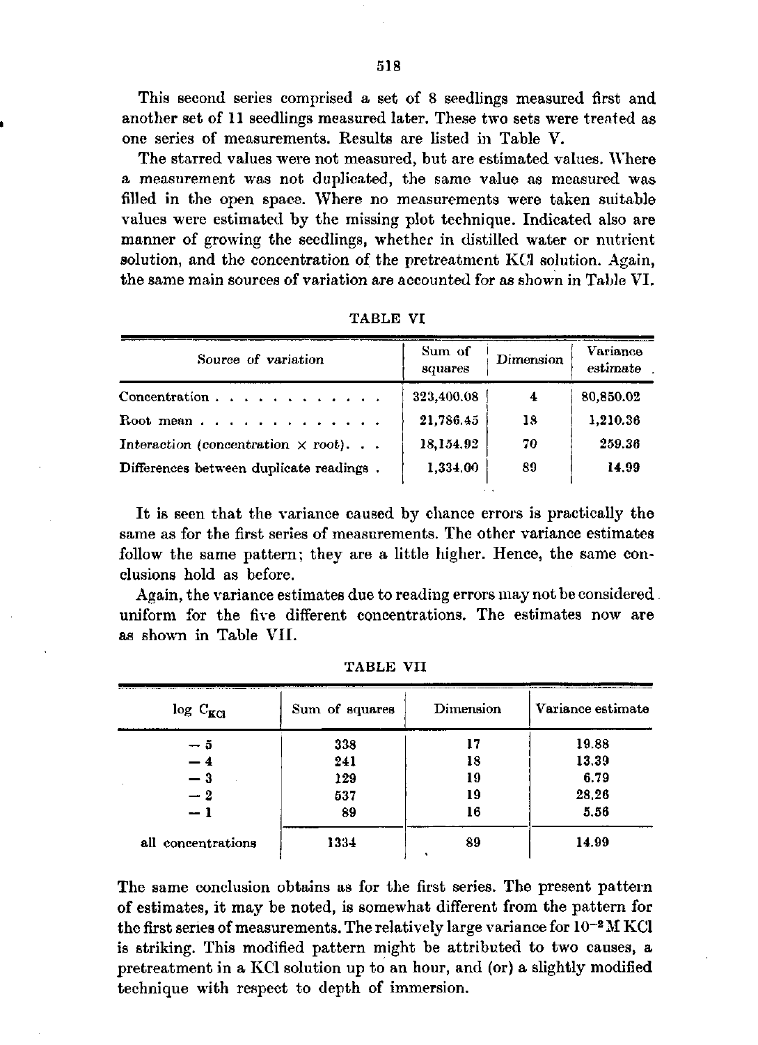This second series comprised a set of 8 seedlings measured first and another set of 11 seedlings measured later. These two sets were treated as one series of measurements. Results are listed in Table V.

The starred values were not measured, but are estimated values. Where a measurement was not duplicated, the same value as measured was filled in the open space. Where no measurements were taken suitable values were estimated by the missing plot technique. Indicated also are manner of growing the seedlings, whether in distilled water or nutrient solution, and the concentration of the pretreatment KCl solution. Again, the same main sources of variation are accounted for as shown in Table VI.

TABLE VI

| Source of variation | Sum of squares | Dimension | Variance estimate |
|---|---|---|---|
| Concentration | 323,400.08 | 4 | 80,850.02 |
| Root mean | 21,786.45 | 18 | 1,210.36 |
| *Interaction (concentration × root)* | 18,154.92 | 70 | 259.36 |
| Differences between duplicate readings | 1,334.00 | 89 | 14.99 |

It is seen that the variance caused by chance errors is practically the same as for the first series of measurements. The other variance estimates follow the same pattern; they are a little higher. Hence, the same conclusions hold as before.

Again, the variance estimates due to reading errors may not be considered uniform for the five different concentrations. The estimates now are as shown in Table VII.

TABLE VII

| $\log C_{KCl}$ | Sum of squares | Dimension | Variance estimate |
|---|---|---|---|
| − 5 | 338 | 17 | 19.88 |
| − 4 | 241 | 18 | 13.39 |
| − 3 | 129 | 19 | 6.79 |
| − 2 | 537 | 19 | 28.26 |
| − 1 | 89 | 16 | 5.56 |
| all concentrations | 1334 | 89 | 14.99 |

The same conclusion obtains as for the first series. The present pattern of estimates, it may be noted, is somewhat different from the pattern for the first series of measurements. The relatively large variance for $10^{-2}$ M KCl is striking. This modified pattern might be attributed to two causes, a pretreatment in a KCl solution up to an hour, and (or) a slightly modified technique with respect to depth of immersion.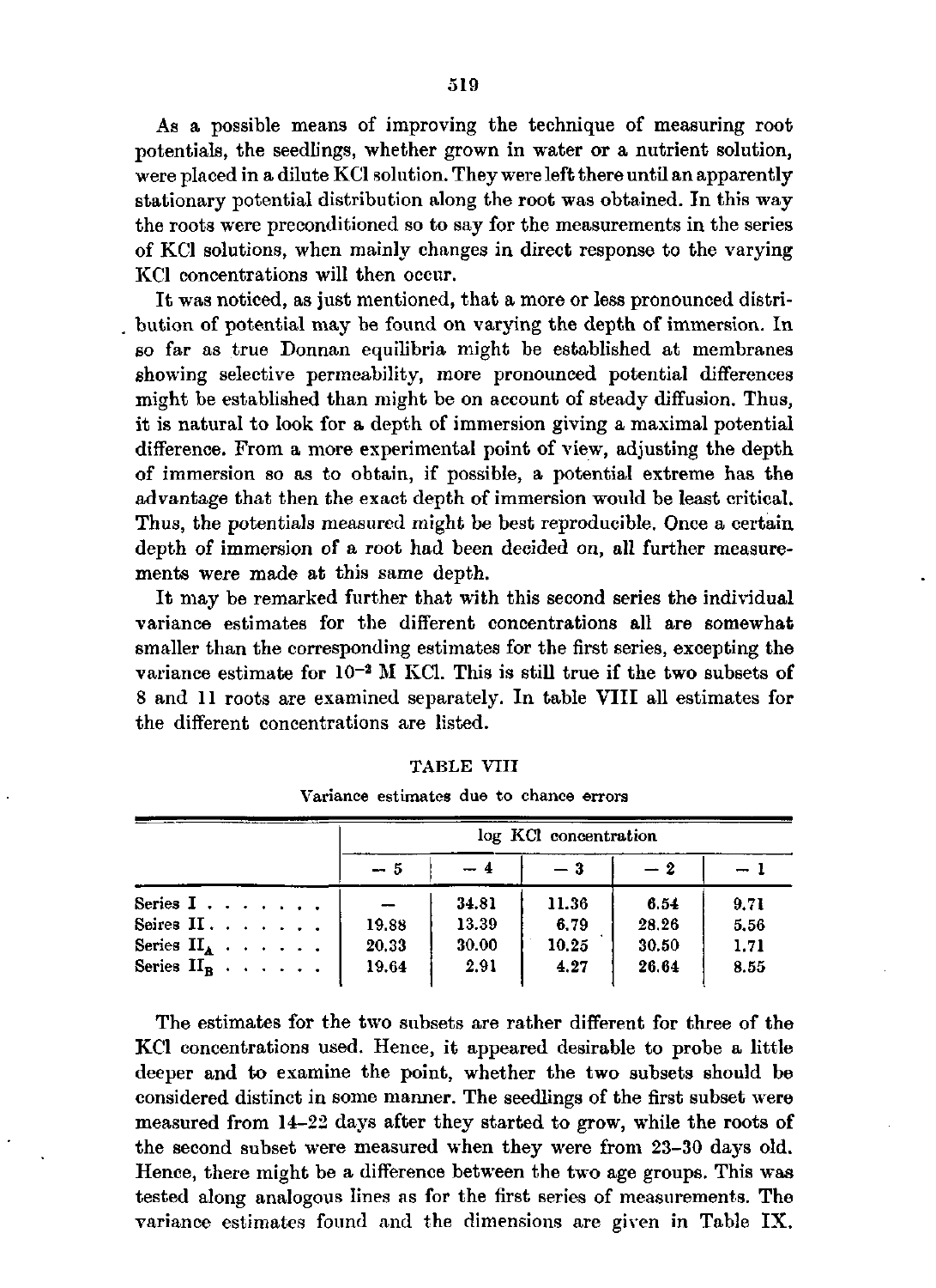As a possible means of improving the technique of measuring root potentials, the seedlings, whether grown in water or a nutrient solution, were placed in a dilute KCl solution. They were left there until an apparently stationary potential distribution along the root was obtained. In this way the roots were preconditioned so to say for the measurements in the series of KCl solutions, when mainly changes in direct response to the varying KCl concentrations will then occur.

It was noticed, as just mentioned, that a more or less pronounced distribution of potential may be found on varying the depth of immersion. In so far as true Donnan equilibria might be established at membranes showing selective permeability, more pronounced potential differences might be established than might be on account of steady diffusion. Thus, it is natural to look for a depth of immersion giving a maximal potential difference. From a more experimental point of view, adjusting the depth of immersion so as to obtain, if possible, a potential extreme has the advantage that then the exact depth of immersion would be least critical. Thus, the potentials measured might be best reproducible. Once a certain depth of immersion of a root had been decided on, all further measurements were made at this same depth.

It may be remarked further that with this second series the individual variance estimates for the different concentrations all are somewhat smaller than the corresponding estimates for the first series, excepting the variance estimate for $10^{-2}$ M KCl. This is still true if the two subsets of 8 and 11 roots are examined separately. In table VIII all estimates for the different concentrations are listed.

TABLE VIII

Variance estimates due to chance errors

| | log KCl concentration | | | | |
|---|---|---|---|---|---|
| | − 5 | − 4 | − 3 | − 2 | − 1 |
| Series I | — | 34.81 | 11.36 | 6.54 | 9.71 |
| Seires II | 19.88 | 13.39 | 6.79 | 28.26 | 5.56 |
| Series $II_A$ | 20.33 | 30.00 | 10.25 | 30.50 | 1.71 |
| Series $II_B$ | 19.64 | 2.91 | 4.27 | 26.64 | 8.55 |

The estimates for the two subsets are rather different for three of the KCl concentrations used. Hence, it appeared desirable to probe a little deeper and to examine the point, whether the two subsets should be considered distinct in some manner. The seedlings of the first subset were measured from 14–22 days after they started to grow, while the roots of the second subset were measured when they were from 23–30 days old. Hence, there might be a difference between the two age groups. This was tested along analogous lines as for the first series of measurements. The variance estimates found and the dimensions are given in Table IX.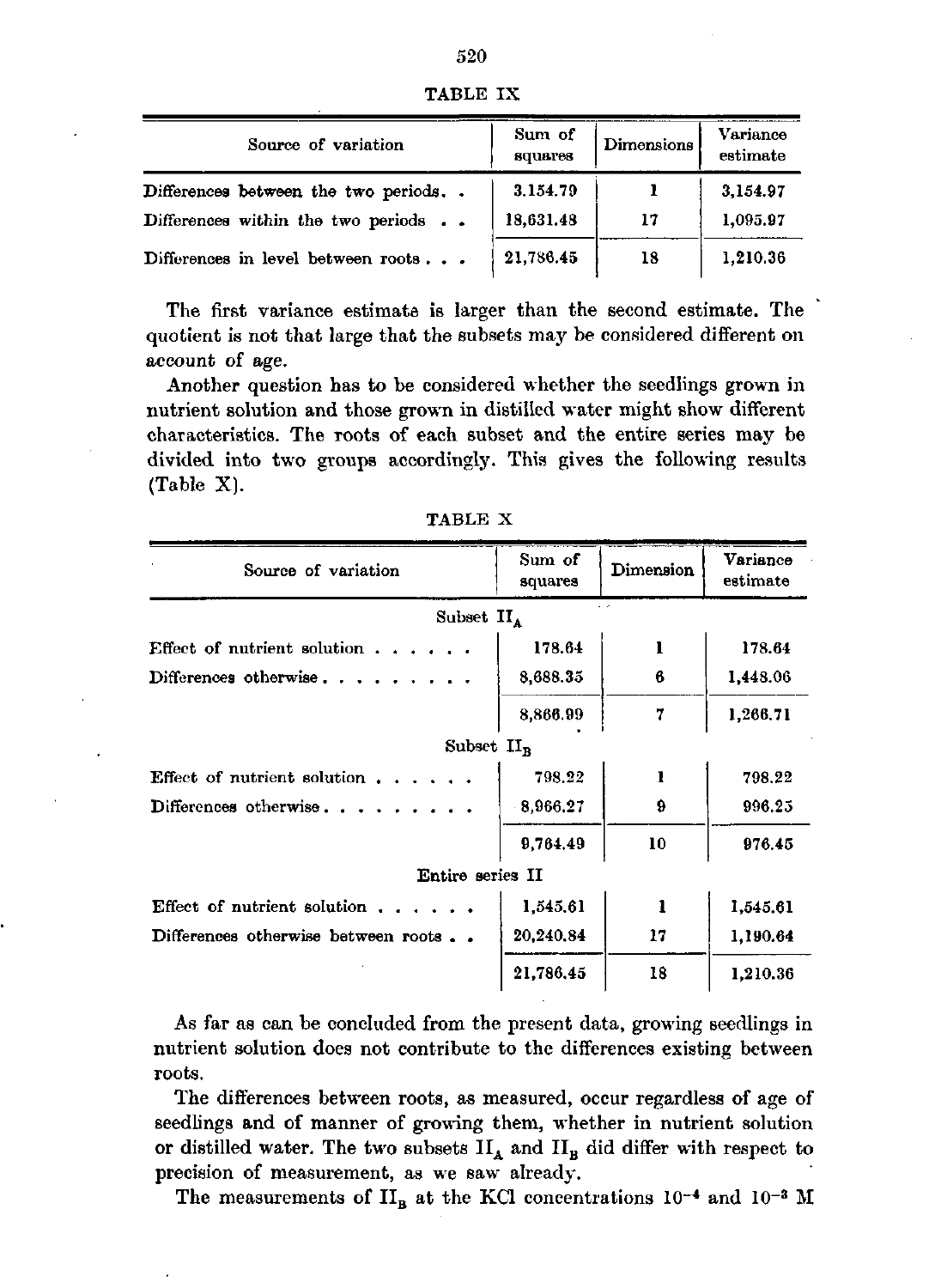TABLE IX

| Source of variation | Sum of squares | Dimensions | Variance estimate |
|---|---|---|---|
| Differences between the two periods. . | 3.154.79 | 1 | 3,154.97 |
| Differences within the two periods . . | 18,631.48 | 17 | 1,095.97 |
| Differences in level between roots . . . | 21,786.45 | 18 | 1,210.36 |

The first variance estimate is larger than the second estimate. The quotient is not that large that the subsets may be considered different on account of age.

Another question has to be considered whether the seedlings grown in nutrient solution and those grown in distilled water might show different characteristics. The roots of each subset and the entire series may be divided into two groups accordingly. This gives the following results (Table X).

TABLE X

| Source of variation | Sum of squares | Dimension | Variance estimate |
|---|---|---|---|
| Subset $II_A$ | | | |
| Effect of nutrient solution . . . . . . | 178.64 | 1 | 178.64 |
| Differences otherwise . . . . . . . . . | 8,688.35 | 6 | 1,448.06 |
| | 8,866.99 | 7 | 1,266.71 |
| Subset $II_B$ | | | |
| Effect of nutrient solution . . . . . . | 798.22 | 1 | 798.22 |
| Differences otherwise . . . . . . . . . | 8,966.27 | 9 | 996.25 |
| | 9,764.49 | 10 | 976.45 |
| Entire series II | | | |
| Effect of nutrient solution . . . . . . | 1,545.61 | 1 | 1,545.61 |
| Differences otherwise between roots . . | 20,240.84 | 17 | 1,190.64 |
| | 21,786.45 | 18 | 1,210.36 |

As far as can be concluded from the present data, growing seedlings in nutrient solution does not contribute to the differences existing between roots.

The differences between roots, as measured, occur regardless of age of seedlings and of manner of growing them, whether in nutrient solution or distilled water. The two subsets $II_A$ and $II_B$ did differ with respect to precision of measurement, as we saw already.

The measurements of $II_B$ at the KCl concentrations $10^{-4}$ and $10^{-3}$ M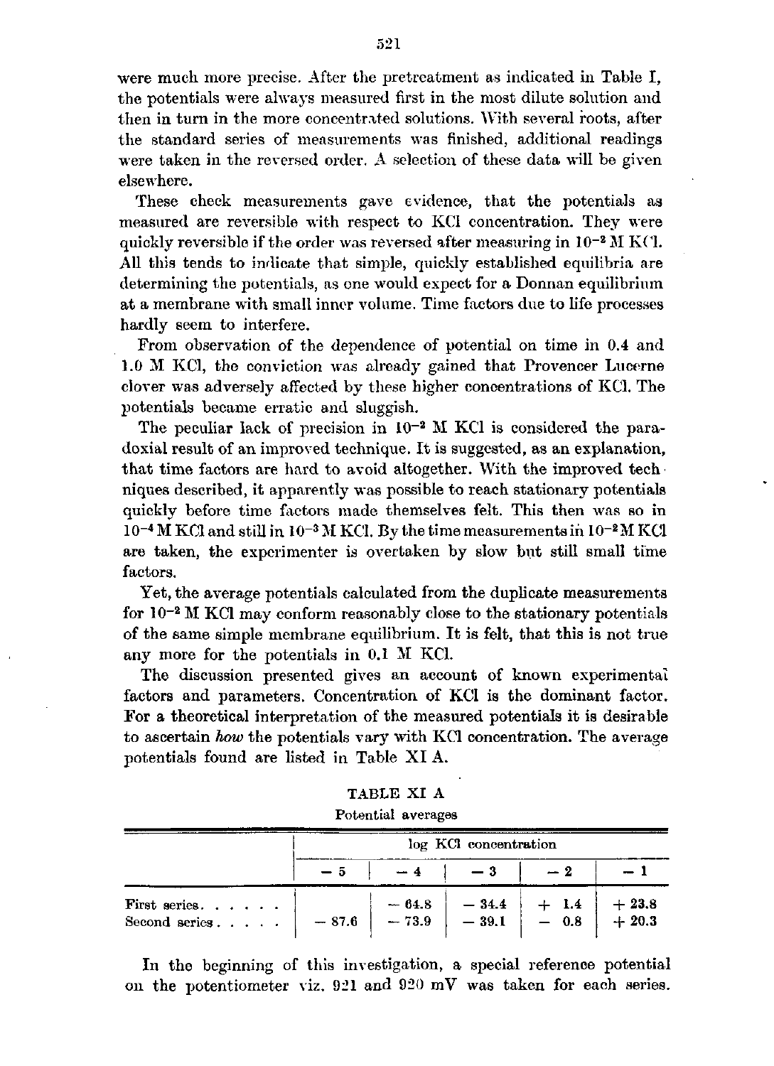were much more precise. After the pretreatment as indicated in Table I, the potentials were always measured first in the most dilute solution and then in turn in the more concentrated solutions. With several roots, after the standard series of measurements was finished, additional readings were taken in the reversed order. A selection of these data will be given elsewhere.

These check measurements gave evidence, that the potentials as measured are reversible with respect to KCl concentration. They were quickly reversible if the order was reversed after measuring in $10^{-2}$ M KCl. All this tends to indicate that simple, quickly established equilibria are determining the potentials, as one would expect for a Donnan equilibrium at a membrane with small inner volume. Time factors due to life processes hardly seem to interfere.

From observation of the dependence of potential on time in 0.4 and 1.0 M KCl, the conviction was already gained that Provencer Lucerne clover was adversely affected by these higher concentrations of KCl. The potentials became erratic and sluggish.

The peculiar lack of precision in $10^{-2}$ M KCl is considered the paradoxial result of an improved technique. It is suggested, as an explanation, that time factors are hard to avoid altogether. With the improved techniques described, it apparently was possible to reach stationary potentials quickly before time factors made themselves felt. This then was so in $10^{-4}$ M KCl and still in $10^{-3}$ M KCl. By the time measurements in $10^{-2}$ M KCl are taken, the experimenter is overtaken by slow but still small time factors.

Yet, the average potentials calculated from the duplicate measurements for $10^{-2}$ M KCl may conform reasonably close to the stationary potentials of the same simple membrane equilibrium. It is felt, that this is not true any more for the potentials in 0.1 M KCl.

The discussion presented gives an account of known experimental factors and parameters. Concentration of KCl is the dominant factor. For a theoretical interpretation of the measured potentials it is desirable to ascertain *how* the potentials vary with KCl concentration. The average potentials found are listed in Table XI A.

TABLE XI A

Potential averages

| | log KCl concentration | | | | |
|---|---|---|---|---|---|
| | − 5 | − 4 | − 3 | − 2 | − 1 |
| First series. . . . . . | | − 64.8 | − 34.4 | + 1.4 | + 23.8 |
| Second series . . . . . | − 87.6 | − 73.9 | − 39.1 | − 0.8 | + 20.3 |

In the beginning of this investigation, a special reference potential on the potentiometer viz. 921 and 920 mV was taken for each series.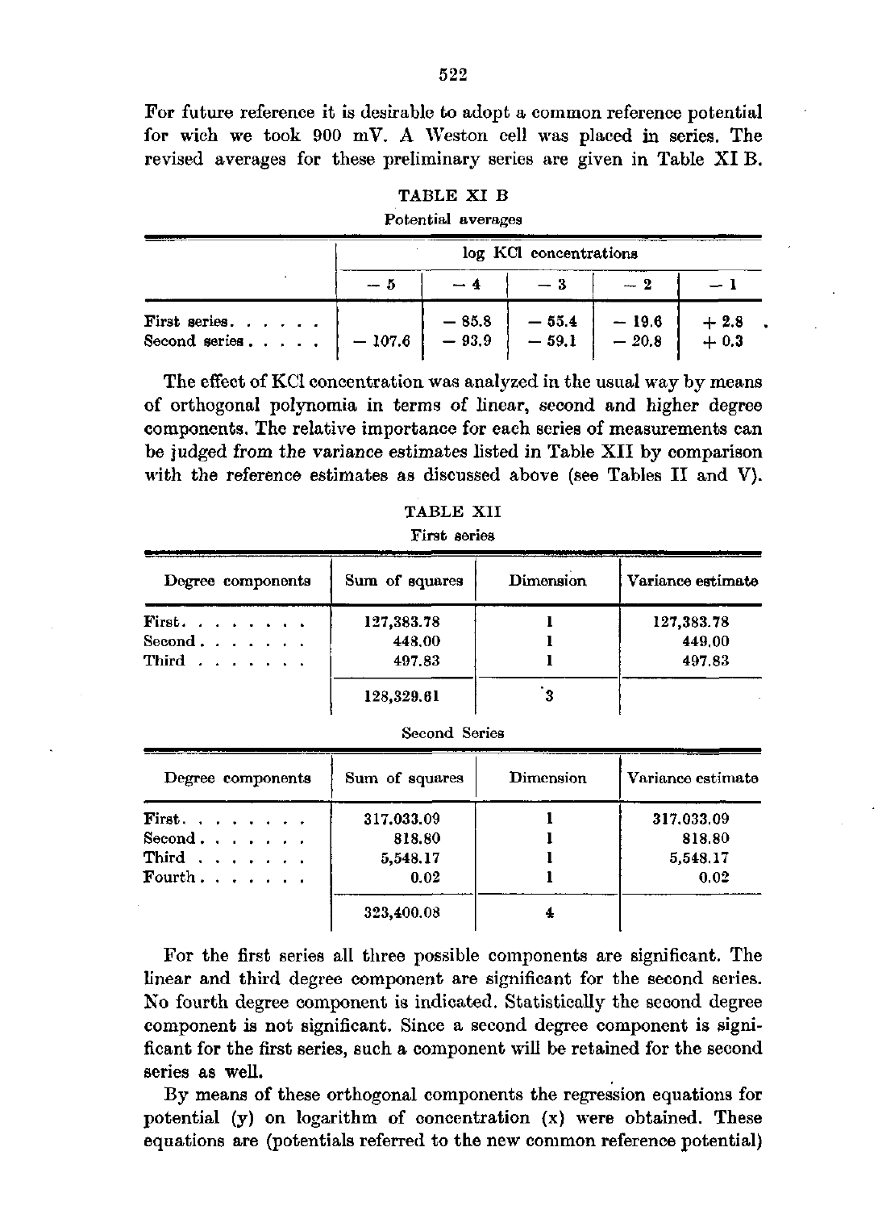For future reference it is desirable to adopt a common reference potential for wich we took 900 mV. A Weston cell was placed in series. The revised averages for these preliminary series are given in Table XI B.

TABLE XI B

Potential averages

| | log KCl concentrations | | | | |
|---|---|---|---|---|---|
| | − 5 | − 4 | − 3 | − 2 | − 1 |
| First series. . . . . . | | − 85.8 | − 55.4 | − 19.6 | + 2.8 |
| Second series . . . . . | − 107.6 | − 93.9 | − 59.1 | − 20.8 | + 0.3 |

The effect of KCl concentration was analyzed in the usual way by means of orthogonal polynomia in terms of linear, second and higher degree components. The relative importance for each series of measurements can be judged from the variance estimates listed in Table XII by comparison with the reference estimates as discussed above (see Tables II and V).

TABLE XII

First series

| Degree components | Sum of squares | Dimension | Variance estimate |
|---|---|---|---|
| First. . . . . . . . | 127,383.78 | 1 | 127,383.78 |
| Second . . . . . . . | 448.00 | 1 | 449.00 |
| Third . . . . . . . | 497.83 | 1 | 497.83 |
| | 128,329.61 | 3 | |

Second Series

| Degree components | Sum of squares | Dimension | Variance estimate |
|---|---|---|---|
| First. . . . . . . . | 317,033.09 | 1 | 317,033.09 |
| Second. . . . . . . | 818.80 | 1 | 818.80 |
| Third . . . . . . . | 5,548.17 | 1 | 5,548.17 |
| Fourth. . . . . . . | 0.02 | 1 | 0.02 |
| | 323,400.08 | 4 | |

For the first series all three possible components are significant. The linear and third degree component are significant for the second series. No fourth degree component is indicated. Statistically the second degree component is not significant. Since a second degree component is significant for the first series, such a component will be retained for the second series as well.

By means of these orthogonal components the regression equations for potential (y) on logarithm of concentration (x) were obtained. These equations are (potentials referred to the new common reference potential)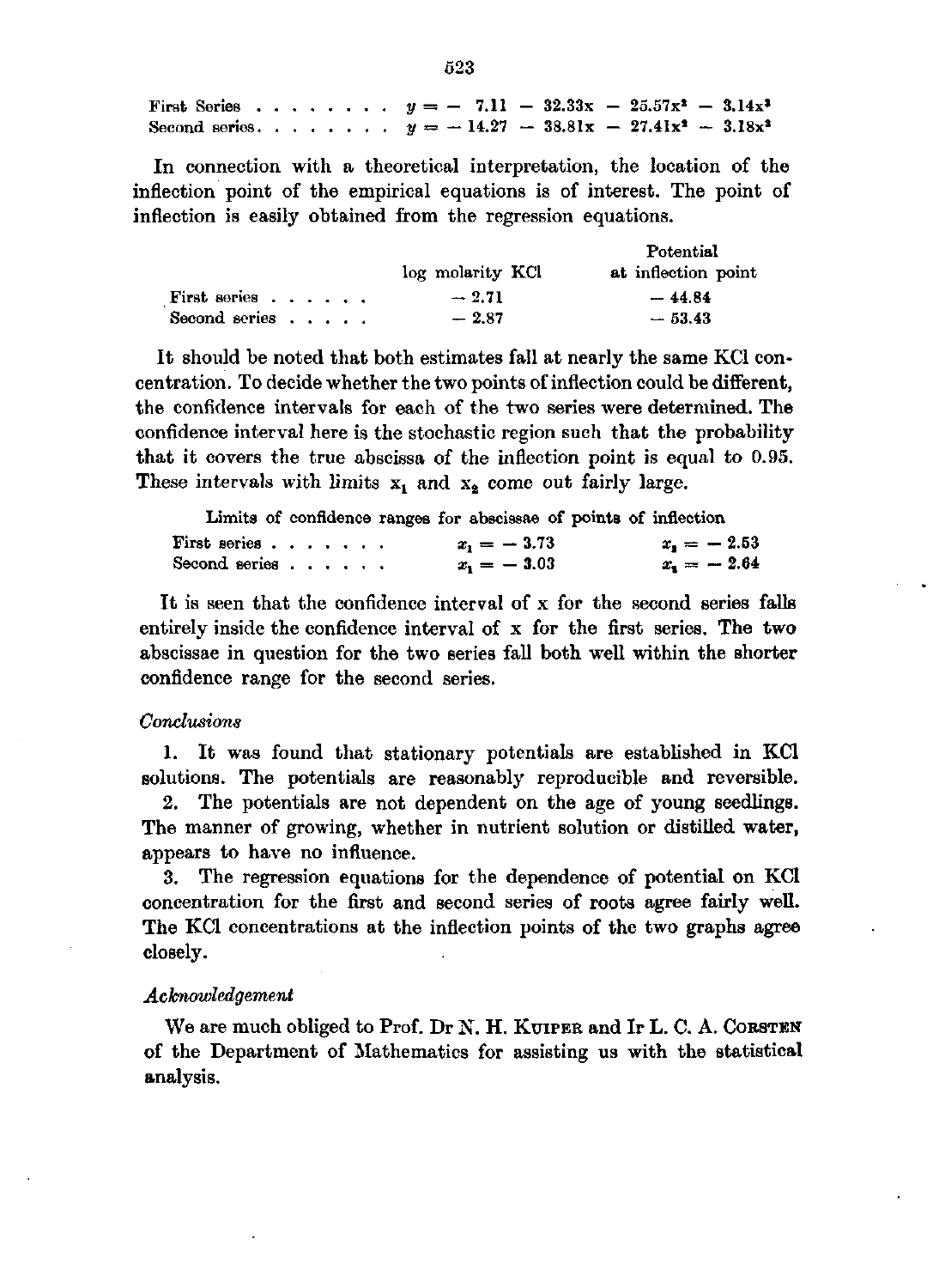First Series . . . . . . . . $y = -\ 7.11 - 32.33x - 25.57x^2 - 3.14x^3$
Second series. . . . . . . . $y = -14.27 - 38.81x - 27.41x^2 - 3.18x^3$

In connection with a theoretical interpretation, the location of the inflection point of the empirical equations is of interest. The point of inflection is easily obtained from the regression equations.

| | log molarity KCl | Potential at inflection point |
|---|---|---|
| First series . . . . . . | − 2.71 | − 44.84 |
| Second series . . . . . | − 2.87 | − 53.43 |

It should be noted that both estimates fall at nearly the same KCl concentration. To decide whether the two points of inflection could be different, the confidence intervals for each of the two series were determined. The confidence interval here is the stochastic region such that the probability that it covers the true abscissa of the inflection point is equal to 0.95. These intervals with limits $x_1$ and $x_2$ come out fairly large.

Limits of confidence ranges for abscissae of points of inflection

| | | |
|---|---|---|
| First series . . . . . . . | $x_1 = -3.73$ | $x_2 = -2.53$ |
| Second series . . . . . . | $x_1 = -3.03$ | $x_2 = -2.64$ |

It is seen that the confidence interval of x for the second series falls entirely inside the confidence interval of x for the first series. The two abscissae in question for the two series fall both well within the shorter confidence range for the second series.

*Conclusions*

1. It was found that stationary potentials are established in KCl solutions. The potentials are reasonably reproducible and reversible.
2. The potentials are not dependent on the age of young seedlings. The manner of growing, whether in nutrient solution or distilled water, appears to have no influence.
3. The regression equations for the dependence of potential on KCl concentration for the first and second series of roots agree fairly well. The KCl concentrations at the inflection points of the two graphs agree closely.

*Acknowledgement*

We are much obliged to Prof. Dr N. H. Kuiper and Ir L. C. A. Corsten of the Department of Mathematics for assisting us with the statistical analysis.